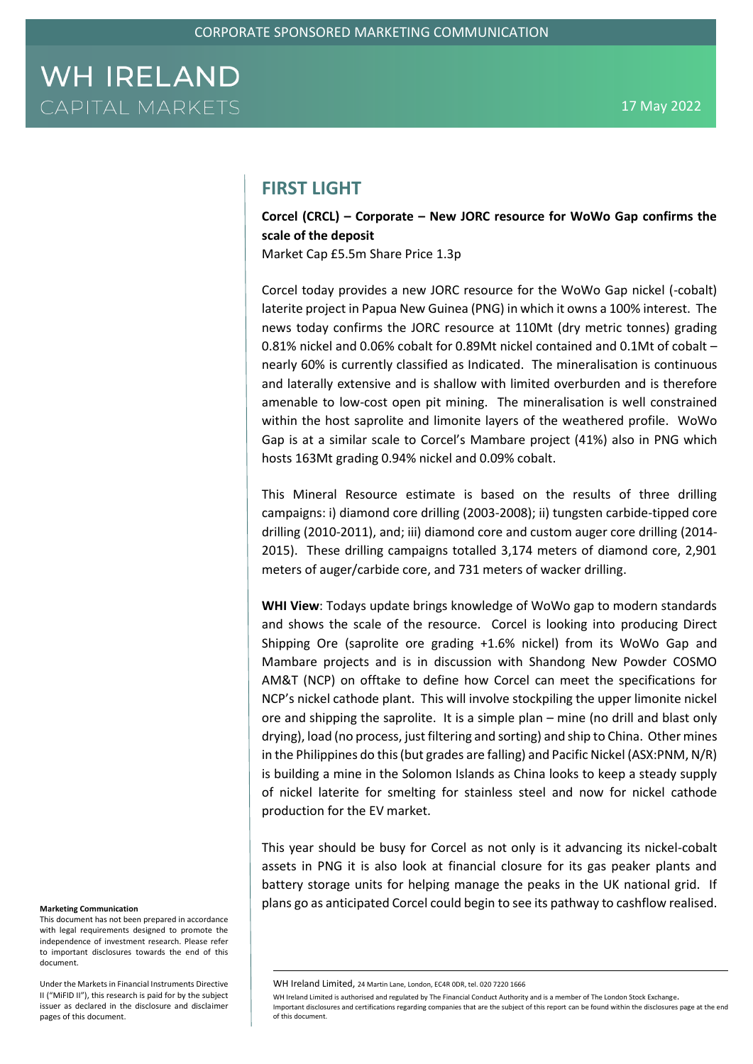CORPORATE SPONSORED MARKETING COMMUNICATION

WH IRELAND
CAPITAL MARKETS

17 May 2022

## FIRST LIGHT

**Corcel (CRCL) – Corporate – New JORC resource for WoWo Gap confirms the scale of the deposit**

Market Cap £5.5m Share Price 1.3p

Corcel today provides a new JORC resource for the WoWo Gap nickel (-cobalt) laterite project in Papua New Guinea (PNG) in which it owns a 100% interest. The news today confirms the JORC resource at 110Mt (dry metric tonnes) grading 0.81% nickel and 0.06% cobalt for 0.89Mt nickel contained and 0.1Mt of cobalt – nearly 60% is currently classified as Indicated. The mineralisation is continuous and laterally extensive and is shallow with limited overburden and is therefore amenable to low-cost open pit mining. The mineralisation is well constrained within the host saprolite and limonite layers of the weathered profile. WoWo Gap is at a similar scale to Corcel's Mambare project (41%) also in PNG which hosts 163Mt grading 0.94% nickel and 0.09% cobalt.

This Mineral Resource estimate is based on the results of three drilling campaigns: i) diamond core drilling (2003-2008); ii) tungsten carbide-tipped core drilling (2010-2011), and; iii) diamond core and custom auger core drilling (2014-2015). These drilling campaigns totalled 3,174 meters of diamond core, 2,901 meters of auger/carbide core, and 731 meters of wacker drilling.

**WHI View**: Todays update brings knowledge of WoWo gap to modern standards and shows the scale of the resource. Corcel is looking into producing Direct Shipping Ore (saprolite ore grading +1.6% nickel) from its WoWo Gap and Mambare projects and is in discussion with Shandong New Powder COSMO AM&T (NCP) on offtake to define how Corcel can meet the specifications for NCP's nickel cathode plant. This will involve stockpiling the upper limonite nickel ore and shipping the saprolite. It is a simple plan – mine (no drill and blast only drying), load (no process, just filtering and sorting) and ship to China. Other mines in the Philippines do this (but grades are falling) and Pacific Nickel (ASX:PNM, N/R) is building a mine in the Solomon Islands as China looks to keep a steady supply of nickel laterite for smelting for stainless steel and now for nickel cathode production for the EV market.

This year should be busy for Corcel as not only is it advancing its nickel-cobalt assets in PNG it is also look at financial closure for its gas peaker plants and battery storage units for helping manage the peaks in the UK national grid. If plans go as anticipated Corcel could begin to see its pathway to cashflow realised.

**Marketing Communication**

This document has not been prepared in accordance with legal requirements designed to promote the independence of investment research. Please refer to important disclosures towards the end of this document.

Under the Markets in Financial Instruments Directive II ("MiFID II"), this research is paid for by the subject issuer as declared in the disclosure and disclaimer pages of this document.

WH Ireland Limited, 24 Martin Lane, London, EC4R 0DR, tel. 020 7220 1666

WH Ireland Limited is authorised and regulated by The Financial Conduct Authority and is a member of The London Stock Exchange.
Important disclosures and certifications regarding companies that are the subject of this report can be found within the disclosures page at the end of this document.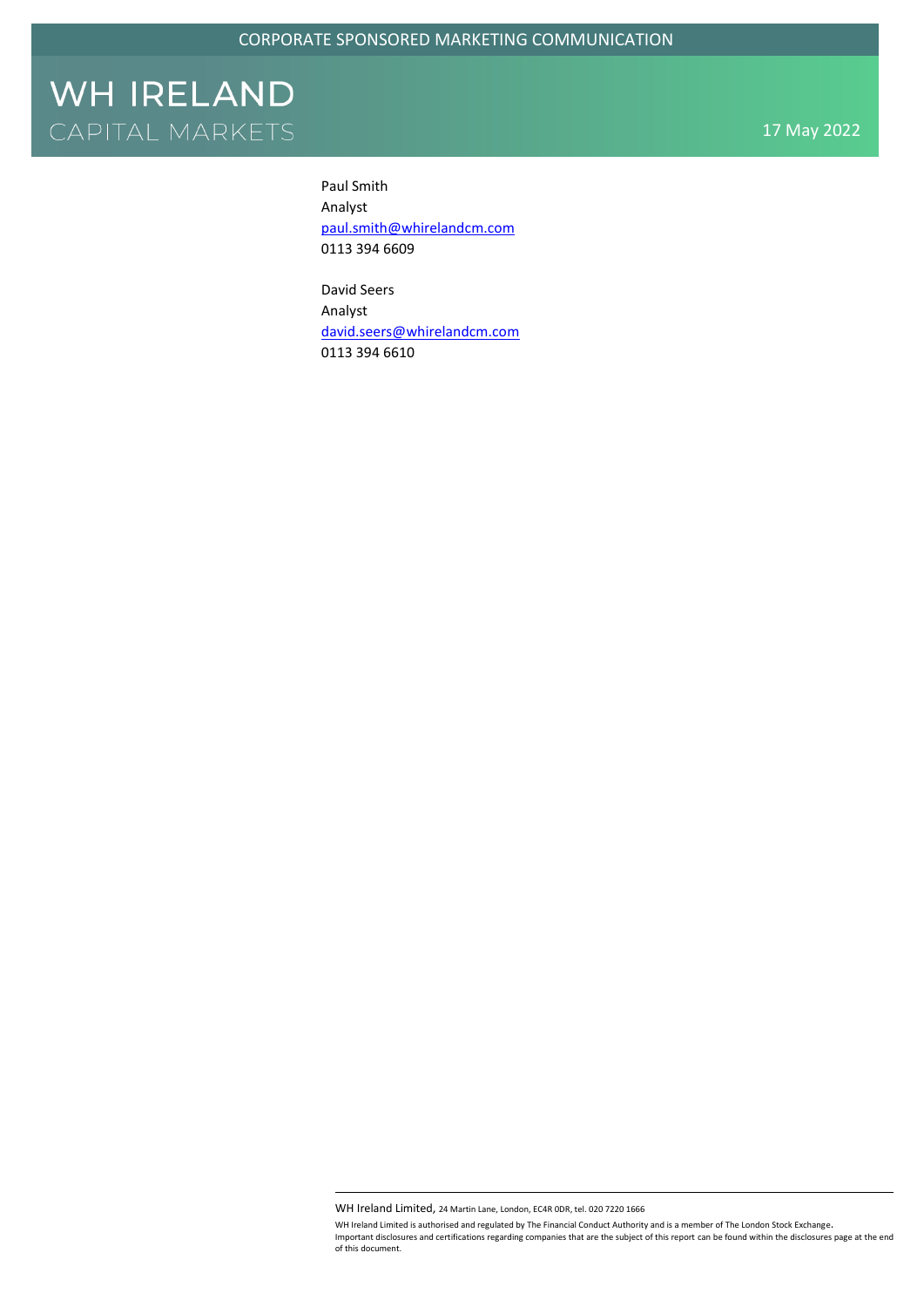Paul Smith
Analyst
paul.smith@whirelandcm.com
0113 394 6609

David Seers
Analyst
david.seers@whirelandcm.com
0113 394 6610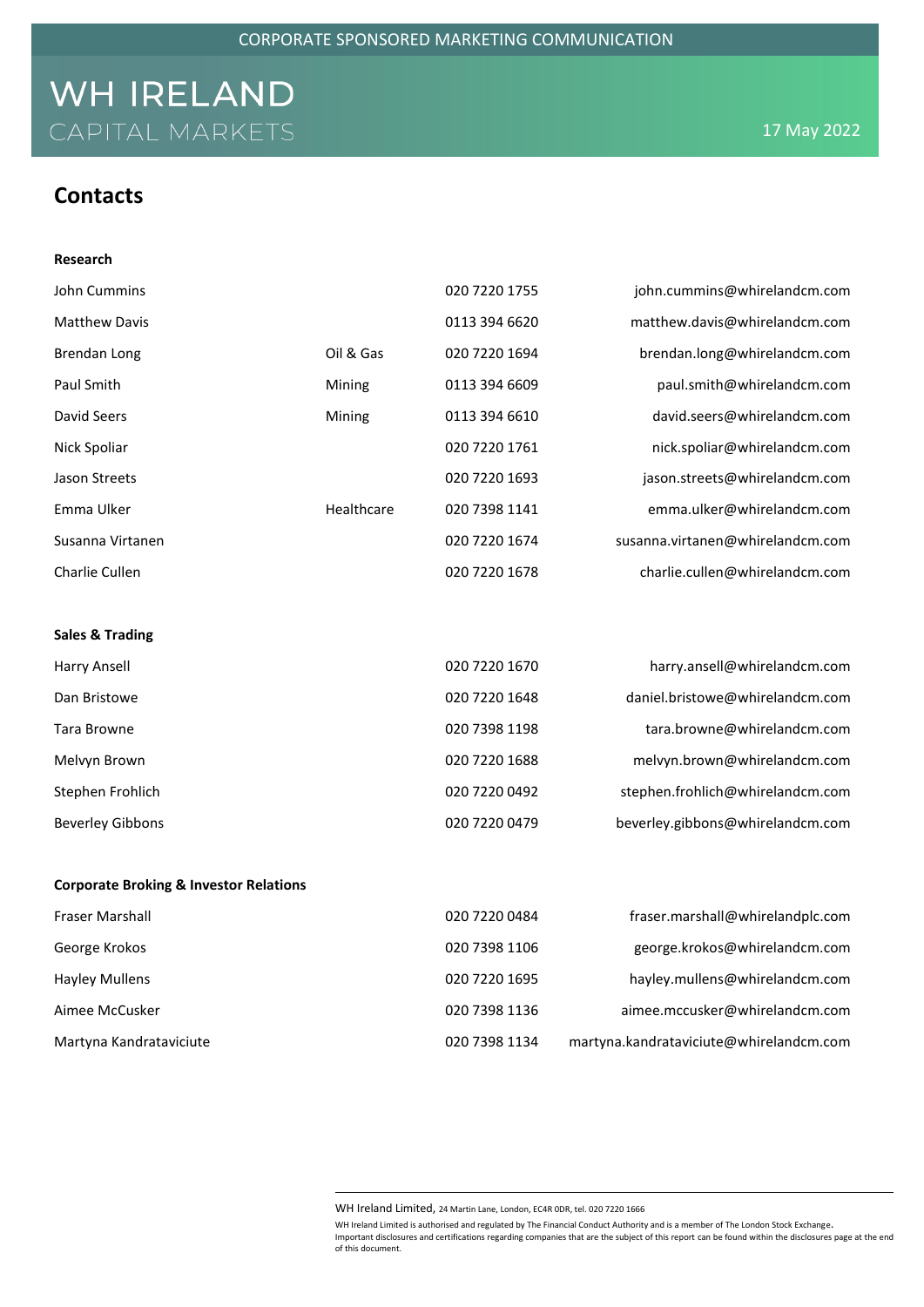## Contacts

### Research

| | | | |
|---|---|---|---|
| John Cummins | | 020 7220 1755 | john.cummins@whirelandcm.com |
| Matthew Davis | | 0113 394 6620 | matthew.davis@whirelandcm.com |
| Brendan Long | Oil & Gas | 020 7220 1694 | brendan.long@whirelandcm.com |
| Paul Smith | Mining | 0113 394 6609 | paul.smith@whirelandcm.com |
| David Seers | Mining | 0113 394 6610 | david.seers@whirelandcm.com |
| Nick Spoliar | | 020 7220 1761 | nick.spoliar@whirelandcm.com |
| Jason Streets | | 020 7220 1693 | jason.streets@whirelandcm.com |
| Emma Ulker | Healthcare | 020 7398 1141 | emma.ulker@whirelandcm.com |
| Susanna Virtanen | | 020 7220 1674 | susanna.virtanen@whirelandcm.com |
| Charlie Cullen | | 020 7220 1678 | charlie.cullen@whirelandcm.com |

### Sales & Trading

| | | |
|---|---|---|
| Harry Ansell | 020 7220 1670 | harry.ansell@whirelandcm.com |
| Dan Bristowe | 020 7220 1648 | daniel.bristowe@whirelandcm.com |
| Tara Browne | 020 7398 1198 | tara.browne@whirelandcm.com |
| Melvyn Brown | 020 7220 1688 | melvyn.brown@whirelandcm.com |
| Stephen Frohlich | 020 7220 0492 | stephen.frohlich@whirelandcm.com |
| Beverley Gibbons | 020 7220 0479 | beverley.gibbons@whirelandcm.com |

### Corporate Broking & Investor Relations

| | | |
|---|---|---|
| Fraser Marshall | 020 7220 0484 | fraser.marshall@whirelandplc.com |
| George Krokos | 020 7398 1106 | george.krokos@whirelandcm.com |
| Hayley Mullens | 020 7220 1695 | hayley.mullens@whirelandcm.com |
| Aimee McCusker | 020 7398 1136 | aimee.mccusker@whirelandcm.com |
| Martyna Kandrataviciute | 020 7398 1134 | martyna.kandrataviciute@whirelandcm.com |

WH Ireland Limited, 24 Martin Lane, London, EC4R 0DR, tel. 020 7220 1666

WH Ireland Limited is authorised and regulated by The Financial Conduct Authority and is a member of The London Stock Exchange.
Important disclosures and certifications regarding companies that are the subject of this report can be found within the disclosures page at the end of this document.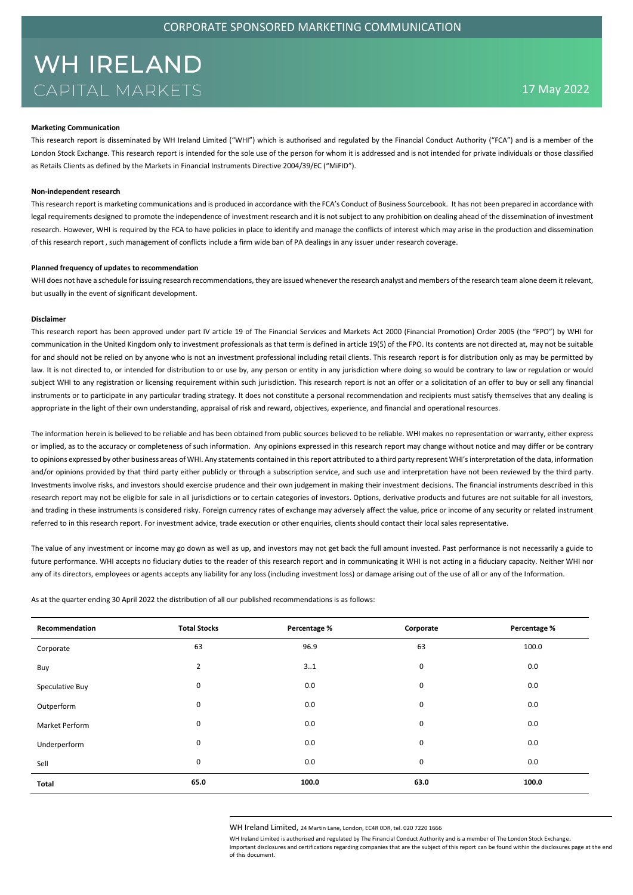CORPORATE SPONSORED MARKETING COMMUNICATION

# WH IRELAND
CAPITAL MARKETS

17 May 2022

**Marketing Communication**

This research report is disseminated by WH Ireland Limited ("WHI") which is authorised and regulated by the Financial Conduct Authority ("FCA") and is a member of the London Stock Exchange. This research report is intended for the sole use of the person for whom it is addressed and is not intended for private individuals or those classified as Retails Clients as defined by the Markets in Financial Instruments Directive 2004/39/EC ("MiFID").

**Non-independent research**

This research report is marketing communications and is produced in accordance with the FCA's Conduct of Business Sourcebook. It has not been prepared in accordance with legal requirements designed to promote the independence of investment research and it is not subject to any prohibition on dealing ahead of the dissemination of investment research. However, WHI is required by the FCA to have policies in place to identify and manage the conflicts of interest which may arise in the production and dissemination of this research report , such management of conflicts include a firm wide ban of PA dealings in any issuer under research coverage.

**Planned frequency of updates to recommendation**

WHI does not have a schedule for issuing research recommendations, they are issued whenever the research analyst and members of the research team alone deem it relevant, but usually in the event of significant development.

**Disclaimer**

This research report has been approved under part IV article 19 of The Financial Services and Markets Act 2000 (Financial Promotion) Order 2005 (the "FPO") by WHI for communication in the United Kingdom only to investment professionals as that term is defined in article 19(5) of the FPO. Its contents are not directed at, may not be suitable for and should not be relied on by anyone who is not an investment professional including retail clients. This research report is for distribution only as may be permitted by law. It is not directed to, or intended for distribution to or use by, any person or entity in any jurisdiction where doing so would be contrary to law or regulation or would subject WHI to any registration or licensing requirement within such jurisdiction. This research report is not an offer or a solicitation of an offer to buy or sell any financial instruments or to participate in any particular trading strategy. It does not constitute a personal recommendation and recipients must satisfy themselves that any dealing is appropriate in the light of their own understanding, appraisal of risk and reward, objectives, experience, and financial and operational resources.

The information herein is believed to be reliable and has been obtained from public sources believed to be reliable. WHI makes no representation or warranty, either express or implied, as to the accuracy or completeness of such information. Any opinions expressed in this research report may change without notice and may differ or be contrary to opinions expressed by other business areas of WHI. Any statements contained in this report attributed to a third party represent WHI's interpretation of the data, information and/or opinions provided by that third party either publicly or through a subscription service, and such use and interpretation have not been reviewed by the third party. Investments involve risks, and investors should exercise prudence and their own judgement in making their investment decisions. The financial instruments described in this research report may not be eligible for sale in all jurisdictions or to certain categories of investors. Options, derivative products and futures are not suitable for all investors, and trading in these instruments is considered risky. Foreign currency rates of exchange may adversely affect the value, price or income of any security or related instrument referred to in this research report. For investment advice, trade execution or other enquiries, clients should contact their local sales representative.

The value of any investment or income may go down as well as up, and investors may not get back the full amount invested. Past performance is not necessarily a guide to future performance. WHI accepts no fiduciary duties to the reader of this research report and in communicating it WHI is not acting in a fiduciary capacity. Neither WHI nor any of its directors, employees or agents accepts any liability for any loss (including investment loss) or damage arising out of the use of all or any of the Information.

As at the quarter ending 30 April 2022 the distribution of all our published recommendations is as follows:

| Recommendation | Total Stocks | Percentage % | Corporate | Percentage % |
|---|---|---|---|---|
| Corporate | 63 | 96.9 | 63 | 100.0 |
| Buy | 2 | 3..1 | 0 | 0.0 |
| Speculative Buy | 0 | 0.0 | 0 | 0.0 |
| Outperform | 0 | 0.0 | 0 | 0.0 |
| Market Perform | 0 | 0.0 | 0 | 0.0 |
| Underperform | 0 | 0.0 | 0 | 0.0 |
| Sell | 0 | 0.0 | 0 | 0.0 |
| **Total** | **65.0** | **100.0** | **63.0** | **100.0** |

WH Ireland Limited, 24 Martin Lane, London, EC4R 0DR, tel. 020 7220 1666

WH Ireland Limited is authorised and regulated by The Financial Conduct Authority and is a member of The London Stock Exchange.
Important disclosures and certifications regarding companies that are the subject of this report can be found within the disclosures page at the end of this document.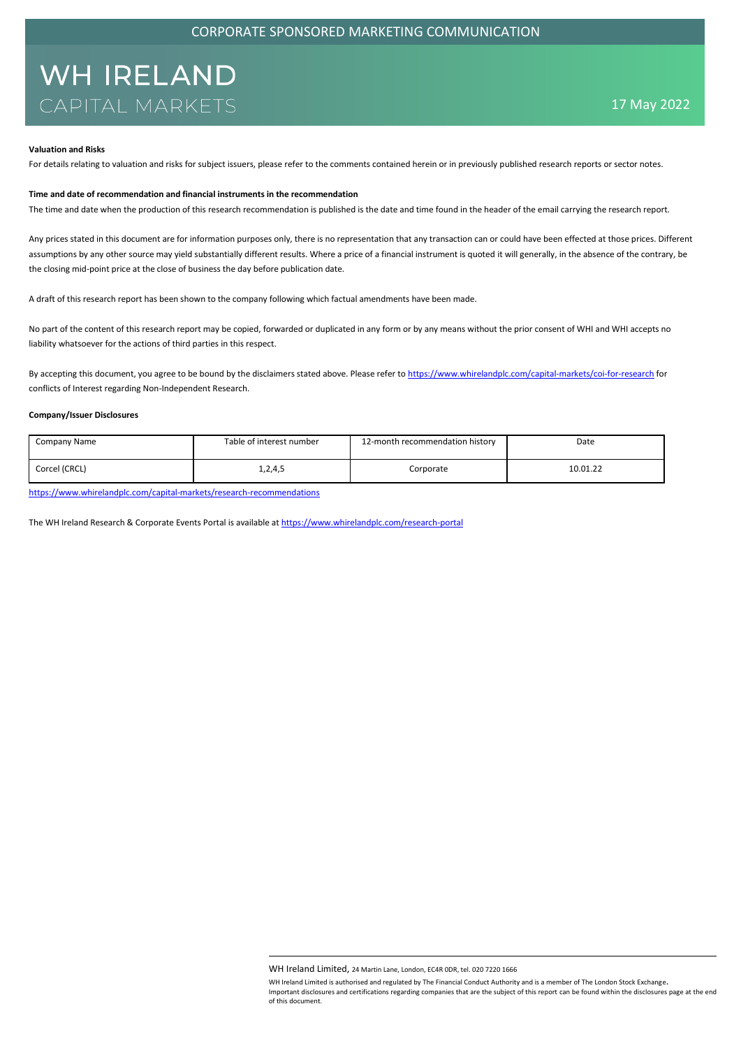**Valuation and Risks**

For details relating to valuation and risks for subject issuers, please refer to the comments contained herein or in previously published research reports or sector notes.

**Time and date of recommendation and financial instruments in the recommendation**

The time and date when the production of this research recommendation is published is the date and time found in the header of the email carrying the research report.

Any prices stated in this document are for information purposes only, there is no representation that any transaction can or could have been effected at those prices. Different assumptions by any other source may yield substantially different results. Where a price of a financial instrument is quoted it will generally, in the absence of the contrary, be the closing mid-point price at the close of business the day before publication date.

A draft of this research report has been shown to the company following which factual amendments have been made.

No part of the content of this research report may be copied, forwarded or duplicated in any form or by any means without the prior consent of WHI and WHI accepts no liability whatsoever for the actions of third parties in this respect.

By accepting this document, you agree to be bound by the disclaimers stated above. Please refer to https://www.whirelandplc.com/capital-markets/coi-for-research for conflicts of Interest regarding Non-Independent Research.

**Company/Issuer Disclosures**

| Company Name | Table of interest number | 12-month recommendation history | Date |
|---|---|---|---|
| Corcel (CRCL) | 1,2,4,5 | Corporate | 10.01.22 |

https://www.whirelandplc.com/capital-markets/research-recommendations

The WH Ireland Research & Corporate Events Portal is available at https://www.whirelandplc.com/research-portal

WH Ireland Limited, 24 Martin Lane, London, EC4R 0DR, tel. 020 7220 1666

WH Ireland Limited is authorised and regulated by The Financial Conduct Authority and is a member of The London Stock Exchange.
Important disclosures and certifications regarding companies that are the subject of this report can be found within the disclosures page at the end of this document.